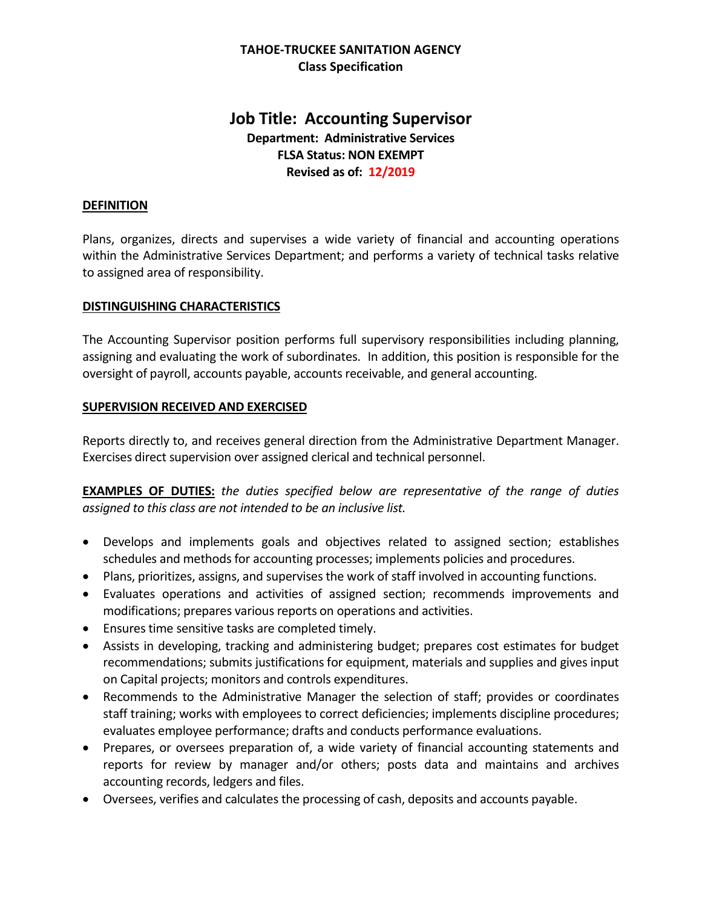**TAHOE-TRUCKEE SANITATION AGENCY**
**Class Specification**

# Job Title: Accounting Supervisor

**Department: Administrative Services**
**FLSA Status: NON EXEMPT**
**Revised as of: 12/2019**

## DEFINITION

Plans, organizes, directs and supervises a wide variety of financial and accounting operations within the Administrative Services Department; and performs a variety of technical tasks relative to assigned area of responsibility.

## DISTINGUISHING CHARACTERISTICS

The Accounting Supervisor position performs full supervisory responsibilities including planning, assigning and evaluating the work of subordinates. In addition, this position is responsible for the oversight of payroll, accounts payable, accounts receivable, and general accounting.

## SUPERVISION RECEIVED AND EXERCISED

Reports directly to, and receives general direction from the Administrative Department Manager. Exercises direct supervision over assigned clerical and technical personnel.

**EXAMPLES OF DUTIES:** *the duties specified below are representative of the range of duties assigned to this class are not intended to be an inclusive list.*

- Develops and implements goals and objectives related to assigned section; establishes schedules and methods for accounting processes; implements policies and procedures.
- Plans, prioritizes, assigns, and supervises the work of staff involved in accounting functions.
- Evaluates operations and activities of assigned section; recommends improvements and modifications; prepares various reports on operations and activities.
- Ensures time sensitive tasks are completed timely.
- Assists in developing, tracking and administering budget; prepares cost estimates for budget recommendations; submits justifications for equipment, materials and supplies and gives input on Capital projects; monitors and controls expenditures.
- Recommends to the Administrative Manager the selection of staff; provides or coordinates staff training; works with employees to correct deficiencies; implements discipline procedures; evaluates employee performance; drafts and conducts performance evaluations.
- Prepares, or oversees preparation of, a wide variety of financial accounting statements and reports for review by manager and/or others; posts data and maintains and archives accounting records, ledgers and files.
- Oversees, verifies and calculates the processing of cash, deposits and accounts payable.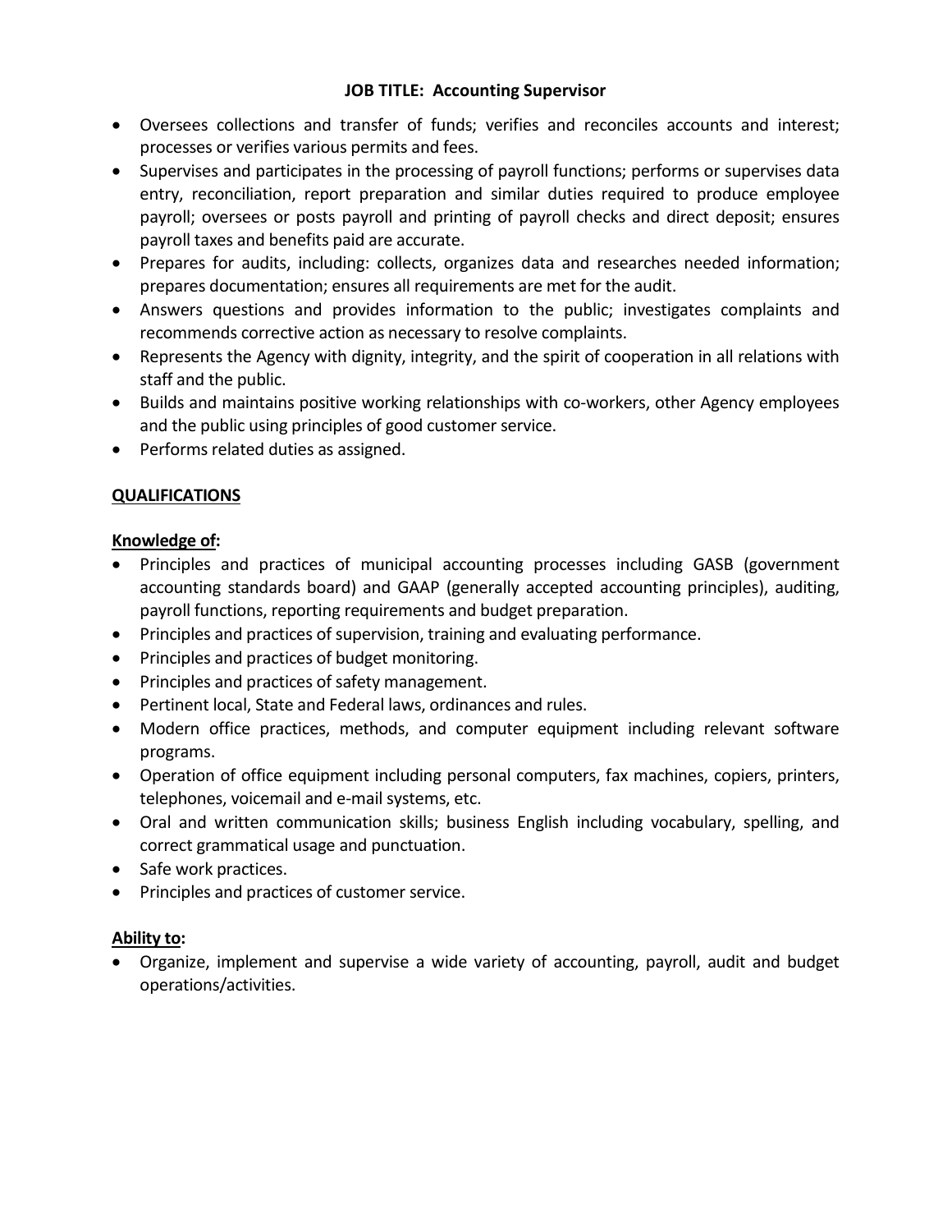**JOB TITLE: Accounting Supervisor**

- Oversees collections and transfer of funds; verifies and reconciles accounts and interest; processes or verifies various permits and fees.
- Supervises and participates in the processing of payroll functions; performs or supervises data entry, reconciliation, report preparation and similar duties required to produce employee payroll; oversees or posts payroll and printing of payroll checks and direct deposit; ensures payroll taxes and benefits paid are accurate.
- Prepares for audits, including: collects, organizes data and researches needed information; prepares documentation; ensures all requirements are met for the audit.
- Answers questions and provides information to the public; investigates complaints and recommends corrective action as necessary to resolve complaints.
- Represents the Agency with dignity, integrity, and the spirit of cooperation in all relations with staff and the public.
- Builds and maintains positive working relationships with co-workers, other Agency employees and the public using principles of good customer service.
- Performs related duties as assigned.

## QUALIFICATIONS

### Knowledge of:

- Principles and practices of municipal accounting processes including GASB (government accounting standards board) and GAAP (generally accepted accounting principles), auditing, payroll functions, reporting requirements and budget preparation.
- Principles and practices of supervision, training and evaluating performance.
- Principles and practices of budget monitoring.
- Principles and practices of safety management.
- Pertinent local, State and Federal laws, ordinances and rules.
- Modern office practices, methods, and computer equipment including relevant software programs.
- Operation of office equipment including personal computers, fax machines, copiers, printers, telephones, voicemail and e-mail systems, etc.
- Oral and written communication skills; business English including vocabulary, spelling, and correct grammatical usage and punctuation.
- Safe work practices.
- Principles and practices of customer service.

### Ability to:

- Organize, implement and supervise a wide variety of accounting, payroll, audit and budget operations/activities.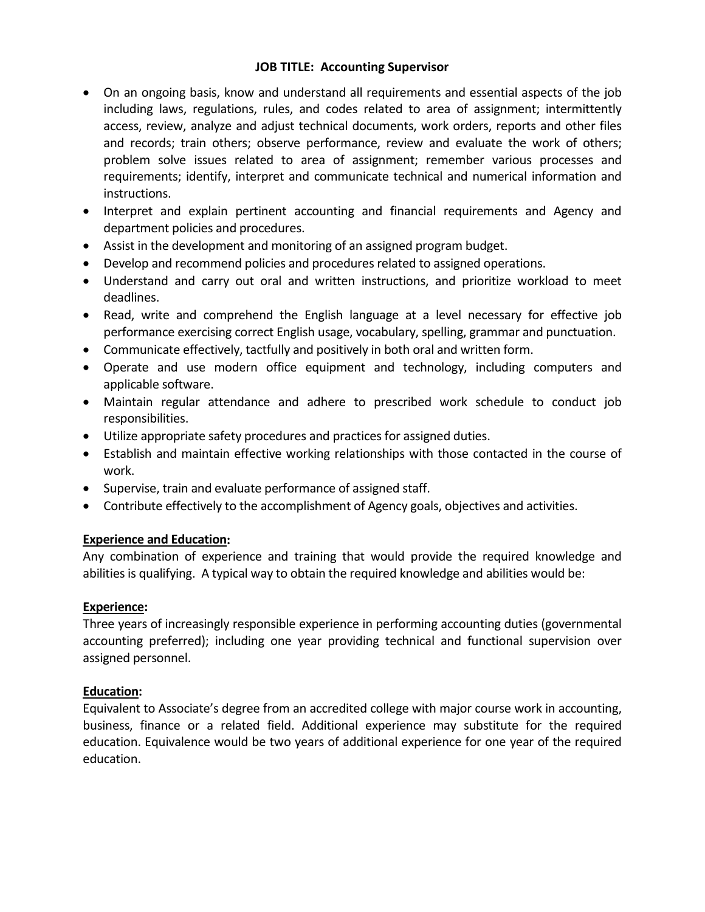**JOB TITLE: Accounting Supervisor**

- On an ongoing basis, know and understand all requirements and essential aspects of the job including laws, regulations, rules, and codes related to area of assignment; intermittently access, review, analyze and adjust technical documents, work orders, reports and other files and records; train others; observe performance, review and evaluate the work of others; problem solve issues related to area of assignment; remember various processes and requirements; identify, interpret and communicate technical and numerical information and instructions.
- Interpret and explain pertinent accounting and financial requirements and Agency and department policies and procedures.
- Assist in the development and monitoring of an assigned program budget.
- Develop and recommend policies and procedures related to assigned operations.
- Understand and carry out oral and written instructions, and prioritize workload to meet deadlines.
- Read, write and comprehend the English language at a level necessary for effective job performance exercising correct English usage, vocabulary, spelling, grammar and punctuation.
- Communicate effectively, tactfully and positively in both oral and written form.
- Operate and use modern office equipment and technology, including computers and applicable software.
- Maintain regular attendance and adhere to prescribed work schedule to conduct job responsibilities.
- Utilize appropriate safety procedures and practices for assigned duties.
- Establish and maintain effective working relationships with those contacted in the course of work.
- Supervise, train and evaluate performance of assigned staff.
- Contribute effectively to the accomplishment of Agency goals, objectives and activities.

**Experience and Education:**

Any combination of experience and training that would provide the required knowledge and abilities is qualifying. A typical way to obtain the required knowledge and abilities would be:

**Experience:**

Three years of increasingly responsible experience in performing accounting duties (governmental accounting preferred); including one year providing technical and functional supervision over assigned personnel.

**Education:**

Equivalent to Associate's degree from an accredited college with major course work in accounting, business, finance or a related field. Additional experience may substitute for the required education. Equivalence would be two years of additional experience for one year of the required education.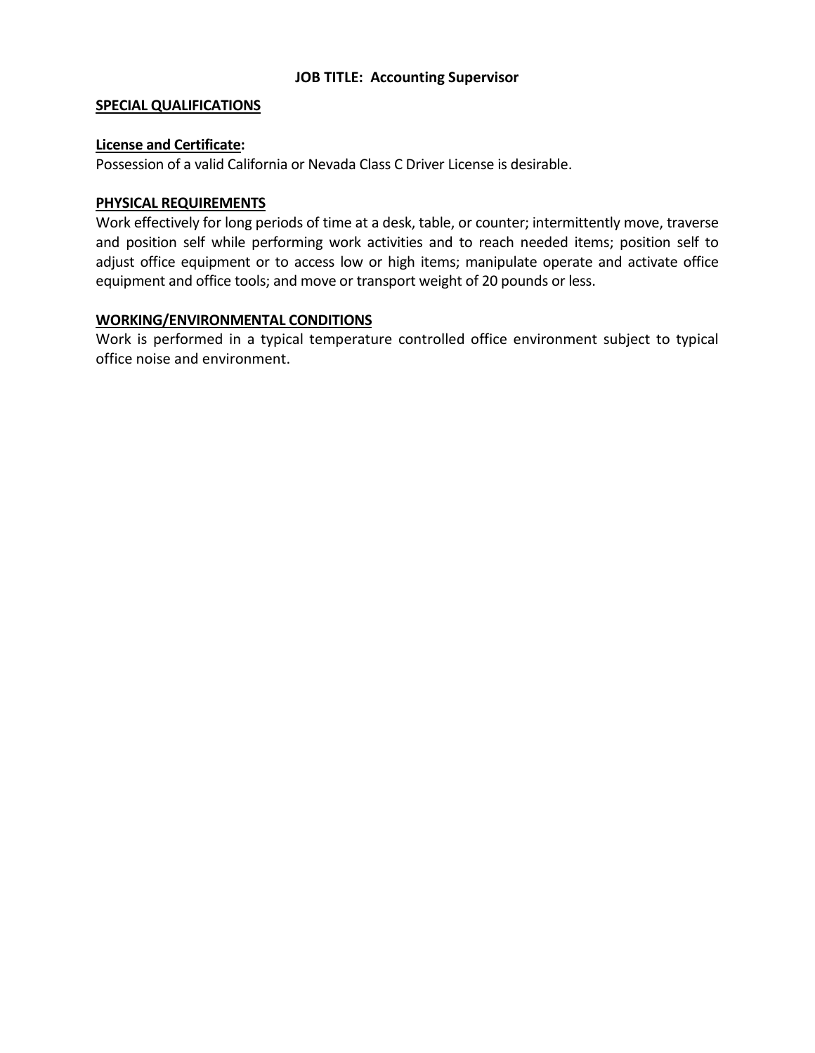**JOB TITLE: Accounting Supervisor**

## SPECIAL QUALIFICATIONS

### License and Certificate:

Possession of a valid California or Nevada Class C Driver License is desirable.

## PHYSICAL REQUIREMENTS

Work effectively for long periods of time at a desk, table, or counter; intermittently move, traverse and position self while performing work activities and to reach needed items; position self to adjust office equipment or to access low or high items; manipulate operate and activate office equipment and office tools; and move or transport weight of 20 pounds or less.

## WORKING/ENVIRONMENTAL CONDITIONS

Work is performed in a typical temperature controlled office environment subject to typical office noise and environment.